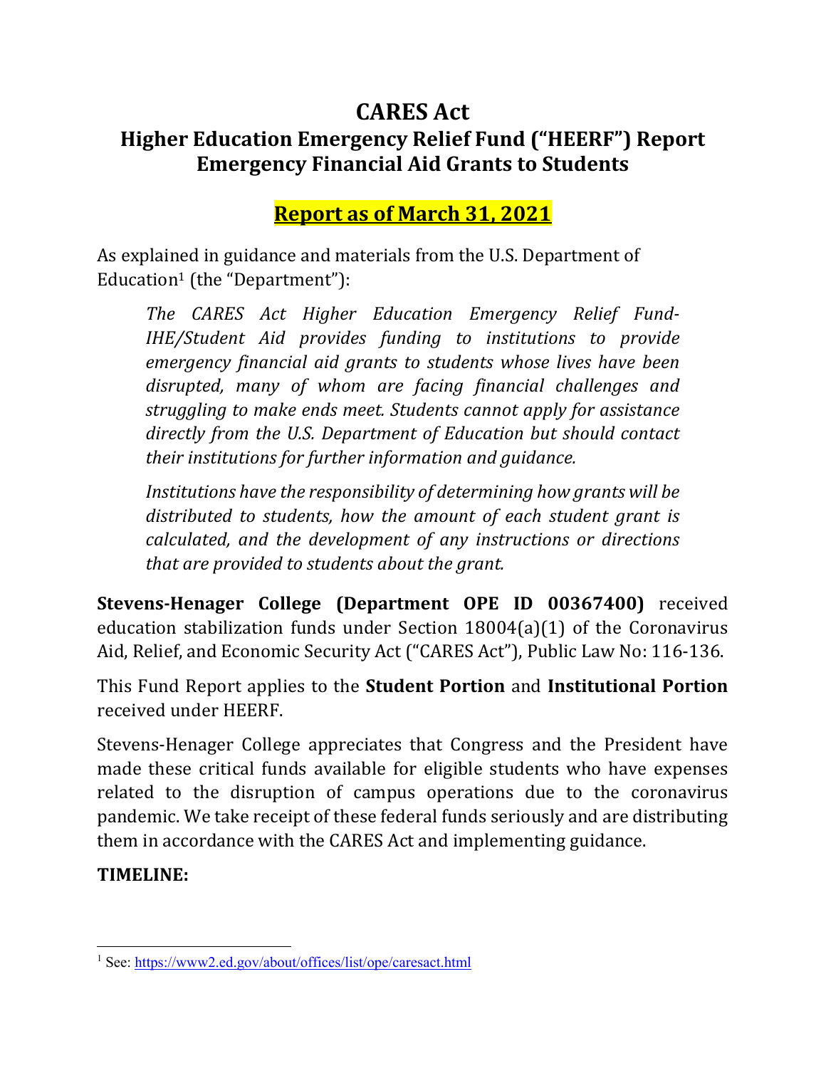# CARES Act

## Higher Education Emergency Relief Fund ("HEERF") Report Emergency Financial Aid Grants to Students

## Report as of March 31, 2021

As explained in guidance and materials from the U.S. Department of Education[1] (the "Department"):

> *The CARES Act Higher Education Emergency Relief Fund-IHE/Student Aid provides funding to institutions to provide emergency financial aid grants to students whose lives have been disrupted, many of whom are facing financial challenges and struggling to make ends meet. Students cannot apply for assistance directly from the U.S. Department of Education but should contact their institutions for further information and guidance.*
>
> *Institutions have the responsibility of determining how grants will be distributed to students, how the amount of each student grant is calculated, and the development of any instructions or directions that are provided to students about the grant.*

**Stevens-Henager College (Department OPE ID 00367400)** received education stabilization funds under Section 18004(a)(1) of the Coronavirus Aid, Relief, and Economic Security Act ("CARES Act"), Public Law No: 116-136.

This Fund Report applies to the **Student Portion** and **Institutional Portion** received under HEERF.

Stevens-Henager College appreciates that Congress and the President have made these critical funds available for eligible students who have expenses related to the disruption of campus operations due to the coronavirus pandemic. We take receipt of these federal funds seriously and are distributing them in accordance with the CARES Act and implementing guidance.

**TIMELINE:**

---

[1] See: https://www2.ed.gov/about/offices/list/ope/caresact.html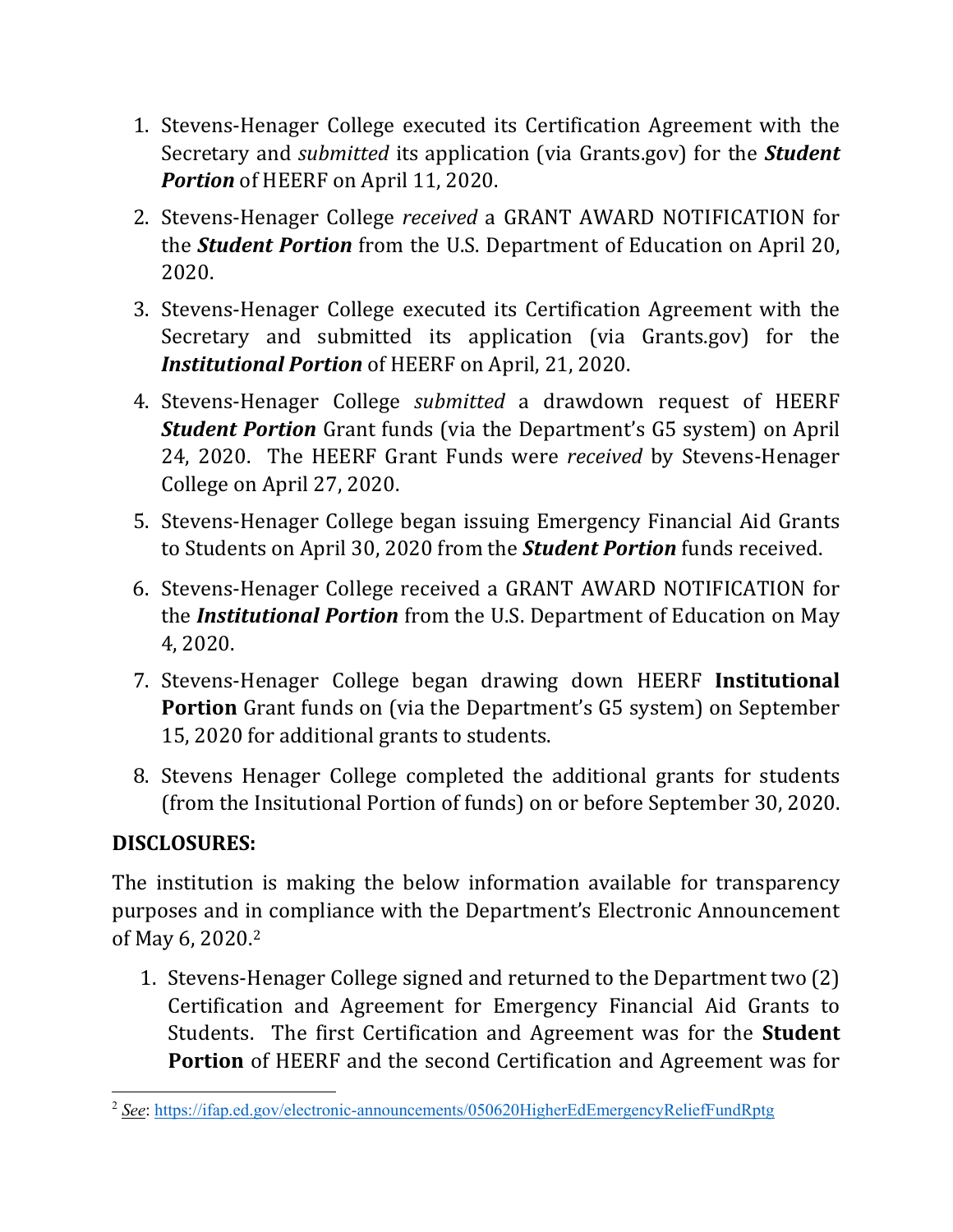1. Stevens-Henager College executed its Certification Agreement with the Secretary and *submitted* its application (via Grants.gov) for the ***Student Portion*** of HEERF on April 11, 2020.
2. Stevens-Henager College *received* a GRANT AWARD NOTIFICATION for the ***Student Portion*** from the U.S. Department of Education on April 20, 2020.
3. Stevens-Henager College executed its Certification Agreement with the Secretary and submitted its application (via Grants.gov) for the ***Institutional Portion*** of HEERF on April, 21, 2020.
4. Stevens-Henager College *submitted* a drawdown request of HEERF ***Student Portion*** Grant funds (via the Department's G5 system) on April 24, 2020. The HEERF Grant Funds were *received* by Stevens-Henager College on April 27, 2020.
5. Stevens-Henager College began issuing Emergency Financial Aid Grants to Students on April 30, 2020 from the ***Student Portion*** funds received.
6. Stevens-Henager College received a GRANT AWARD NOTIFICATION for the ***Institutional Portion*** from the U.S. Department of Education on May 4, 2020.
7. Stevens-Henager College began drawing down HEERF **Institutional Portion** Grant funds on (via the Department's G5 system) on September 15, 2020 for additional grants to students.
8. Stevens Henager College completed the additional grants for students (from the Insitutional Portion of funds) on or before September 30, 2020.

**DISCLOSURES:**

The institution is making the below information available for transparency purposes and in compliance with the Department's Electronic Announcement of May 6, 2020.[2]

1. Stevens-Henager College signed and returned to the Department two (2) Certification and Agreement for Emergency Financial Aid Grants to Students. The first Certification and Agreement was for the **Student Portion** of HEERF and the second Certification and Agreement was for

[2] *See*: https://ifap.ed.gov/electronic-announcements/050620HigherEdEmergencyReliefFundRptg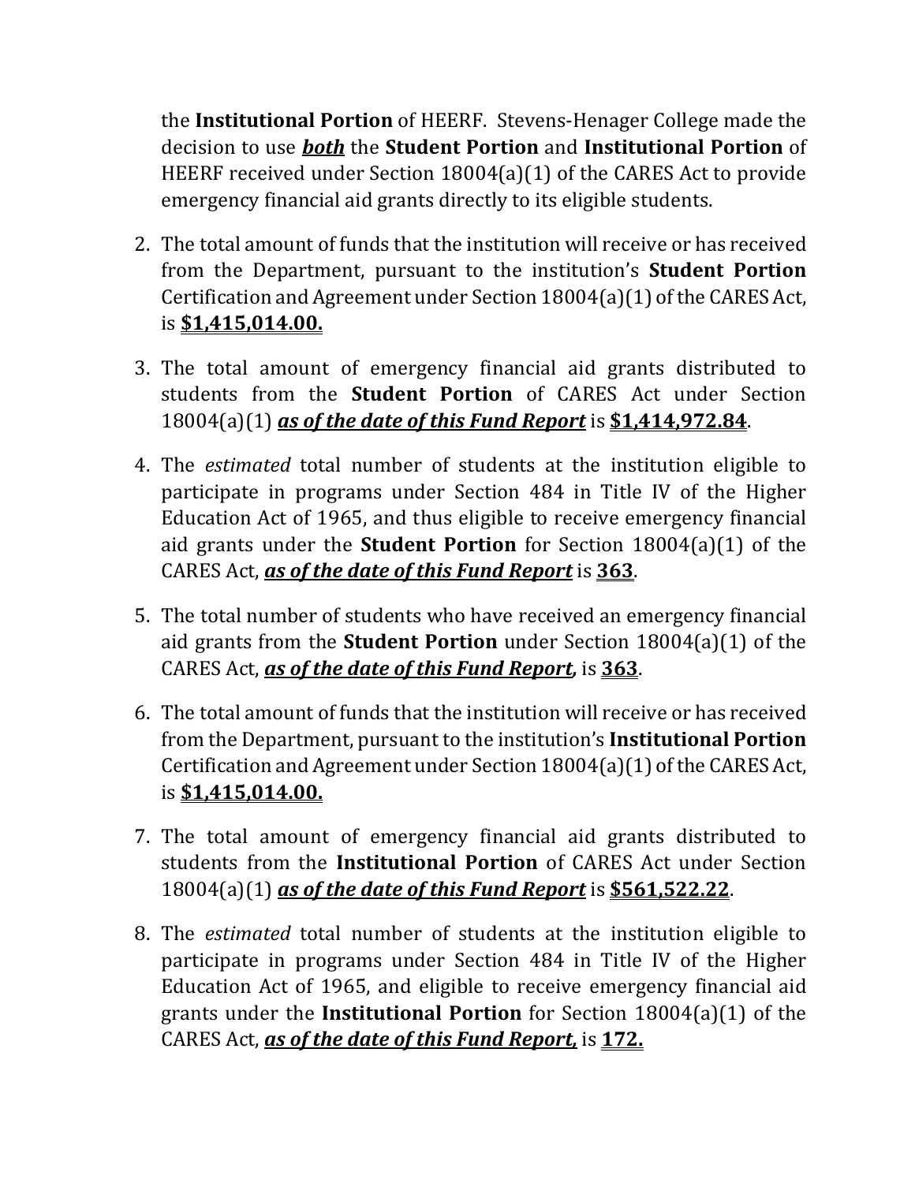the **Institutional Portion** of HEERF. Stevens-Henager College made the decision to use ***both*** the **Student Portion** and **Institutional Portion** of HEERF received under Section 18004(a)(1) of the CARES Act to provide emergency financial aid grants directly to its eligible students.

2. The total amount of funds that the institution will receive or has received from the Department, pursuant to the institution's **Student Portion** Certification and Agreement under Section 18004(a)(1) of the CARES Act, is **$1,415,014.00.**

3. The total amount of emergency financial aid grants distributed to students from the **Student Portion** of CARES Act under Section 18004(a)(1) ***as of the date of this Fund Report*** is **$1,414,972.84**.

4. The *estimated* total number of students at the institution eligible to participate in programs under Section 484 in Title IV of the Higher Education Act of 1965, and thus eligible to receive emergency financial aid grants under the **Student Portion** for Section 18004(a)(1) of the CARES Act, ***as of the date of this Fund Report*** is **363**.

5. The total number of students who have received an emergency financial aid grants from the **Student Portion** under Section 18004(a)(1) of the CARES Act, ***as of the date of this Fund Report,*** is **363**.

6. The total amount of funds that the institution will receive or has received from the Department, pursuant to the institution's **Institutional Portion** Certification and Agreement under Section 18004(a)(1) of the CARES Act, is **$1,415,014.00.**

7. The total amount of emergency financial aid grants distributed to students from the **Institutional Portion** of CARES Act under Section 18004(a)(1) ***as of the date of this Fund Report*** is **$561,522.22**.

8. The *estimated* total number of students at the institution eligible to participate in programs under Section 484 in Title IV of the Higher Education Act of 1965, and eligible to receive emergency financial aid grants under the **Institutional Portion** for Section 18004(a)(1) of the CARES Act, ***as of the date of this Fund Report,*** is **172.**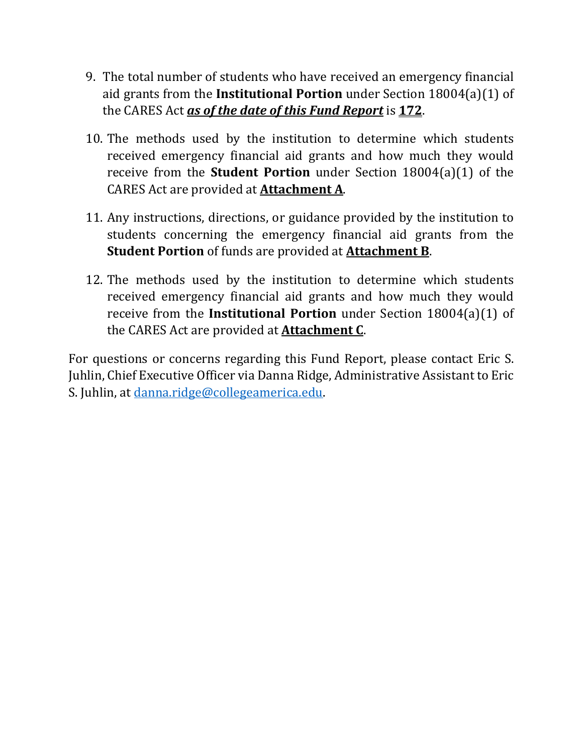9. The total number of students who have received an emergency financial aid grants from the **Institutional Portion** under Section 18004(a)(1) of the CARES Act ***as of the date of this Fund Report*** is **172**.

10. The methods used by the institution to determine which students received emergency financial aid grants and how much they would receive from the **Student Portion** under Section 18004(a)(1) of the CARES Act are provided at **Attachment A**.

11. Any instructions, directions, or guidance provided by the institution to students concerning the emergency financial aid grants from the **Student Portion** of funds are provided at **Attachment B**.

12. The methods used by the institution to determine which students received emergency financial aid grants and how much they would receive from the **Institutional Portion** under Section 18004(a)(1) of the CARES Act are provided at **Attachment C**.

For questions or concerns regarding this Fund Report, please contact Eric S. Juhlin, Chief Executive Officer via Danna Ridge, Administrative Assistant to Eric S. Juhlin, at danna.ridge@collegeamerica.edu.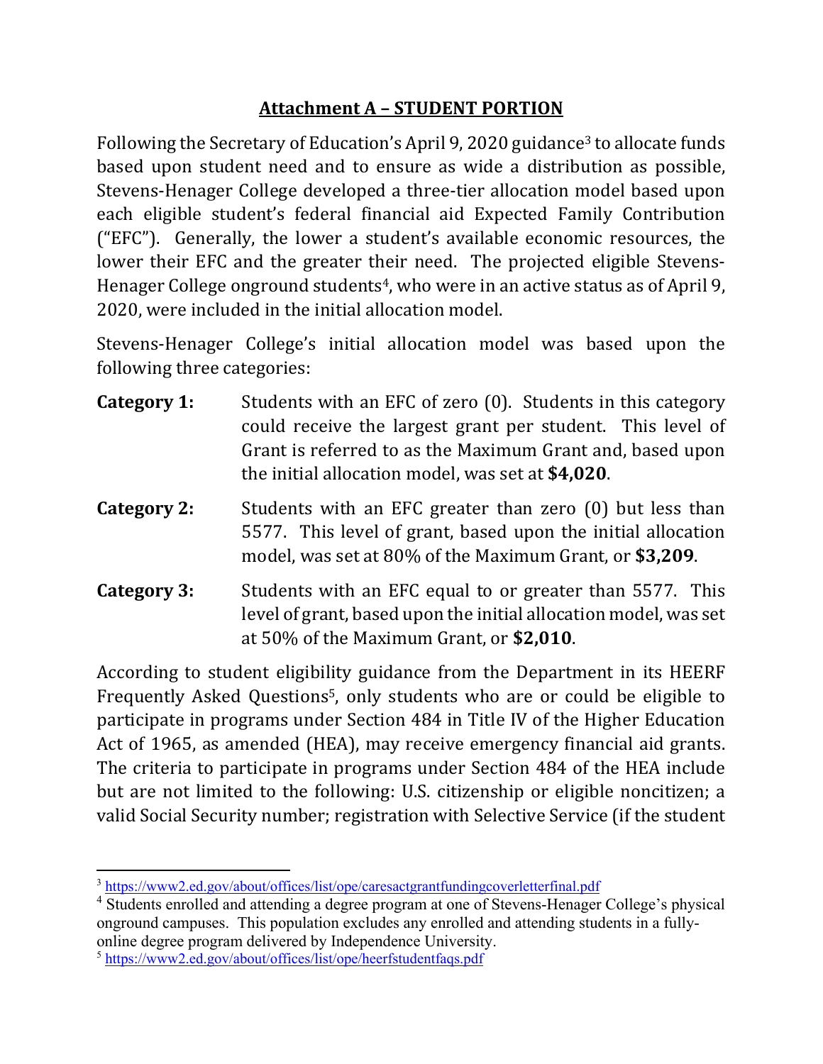## Attachment A – STUDENT PORTION

Following the Secretary of Education's April 9, 2020 guidance[3] to allocate funds based upon student need and to ensure as wide a distribution as possible, Stevens-Henager College developed a three-tier allocation model based upon each eligible student's federal financial aid Expected Family Contribution ("EFC"). Generally, the lower a student's available economic resources, the lower their EFC and the greater their need. The projected eligible Stevens-Henager College onground students[4], who were in an active status as of April 9, 2020, were included in the initial allocation model.

Stevens-Henager College's initial allocation model was based upon the following three categories:

**Category 1:** Students with an EFC of zero (0). Students in this category could receive the largest grant per student. This level of Grant is referred to as the Maximum Grant and, based upon the initial allocation model, was set at **$4,020**.

**Category 2:** Students with an EFC greater than zero (0) but less than 5577. This level of grant, based upon the initial allocation model, was set at 80% of the Maximum Grant, or **$3,209**.

**Category 3:** Students with an EFC equal to or greater than 5577. This level of grant, based upon the initial allocation model, was set at 50% of the Maximum Grant, or **$2,010**.

According to student eligibility guidance from the Department in its HEERF Frequently Asked Questions[5], only students who are or could be eligible to participate in programs under Section 484 in Title IV of the Higher Education Act of 1965, as amended (HEA), may receive emergency financial aid grants. The criteria to participate in programs under Section 484 of the HEA include but are not limited to the following: U.S. citizenship or eligible noncitizen; a valid Social Security number; registration with Selective Service (if the student

---

[3] https://www2.ed.gov/about/offices/list/ope/caresactgrantfundingcoverletterfinal.pdf

[4] Students enrolled and attending a degree program at one of Stevens-Henager College's physical onground campuses. This population excludes any enrolled and attending students in a fully-online degree program delivered by Independence University.

[5] https://www2.ed.gov/about/offices/list/ope/heerfstudentfaqs.pdf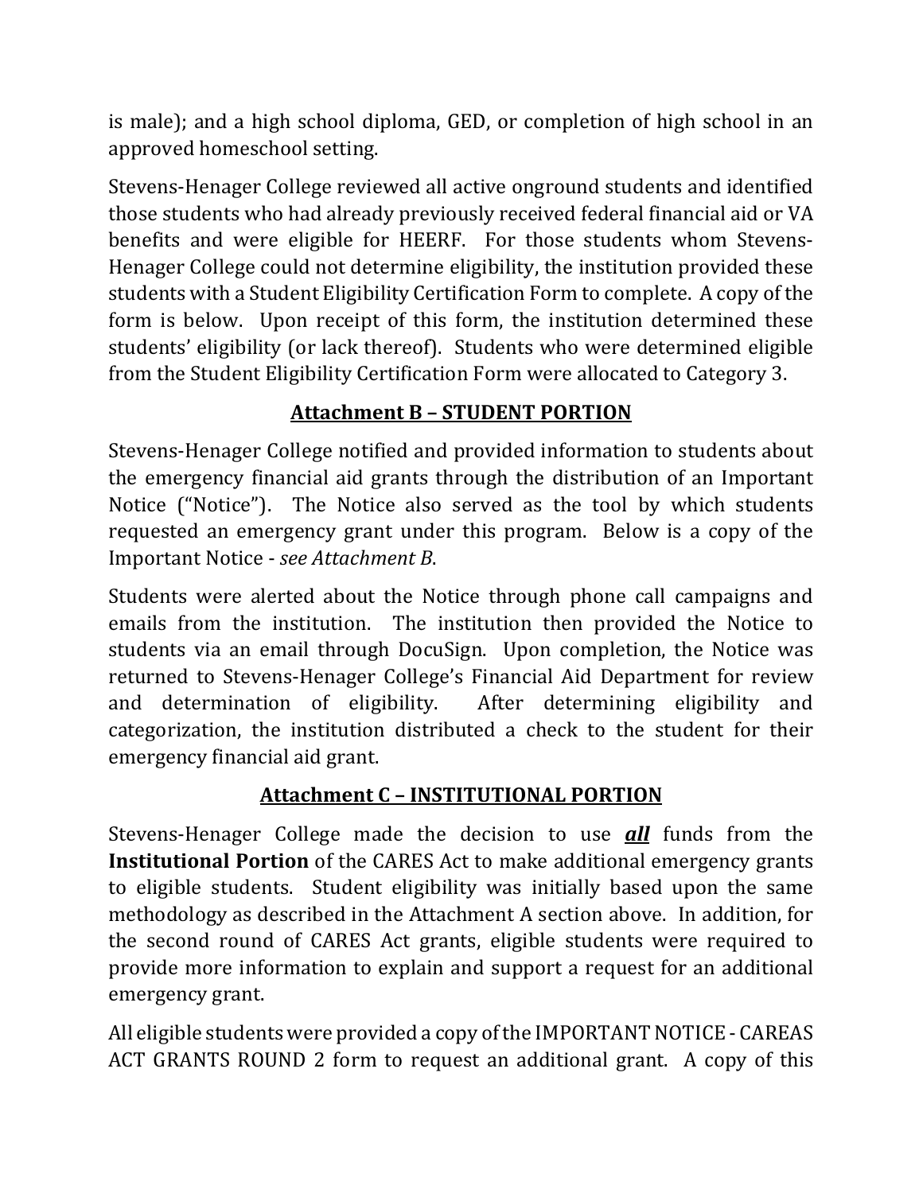is male); and a high school diploma, GED, or completion of high school in an approved homeschool setting.

Stevens-Henager College reviewed all active onground students and identified those students who had already previously received federal financial aid or VA benefits and were eligible for HEERF. For those students whom Stevens-Henager College could not determine eligibility, the institution provided these students with a Student Eligibility Certification Form to complete. A copy of the form is below. Upon receipt of this form, the institution determined these students' eligibility (or lack thereof). Students who were determined eligible from the Student Eligibility Certification Form were allocated to Category 3.

## Attachment B – STUDENT PORTION

Stevens-Henager College notified and provided information to students about the emergency financial aid grants through the distribution of an Important Notice ("Notice"). The Notice also served as the tool by which students requested an emergency grant under this program. Below is a copy of the Important Notice - *see Attachment B*.

Students were alerted about the Notice through phone call campaigns and emails from the institution. The institution then provided the Notice to students via an email through DocuSign. Upon completion, the Notice was returned to Stevens-Henager College's Financial Aid Department for review and determination of eligibility. After determining eligibility and categorization, the institution distributed a check to the student for their emergency financial aid grant.

## Attachment C – INSTITUTIONAL PORTION

Stevens-Henager College made the decision to use ***all*** funds from the **Institutional Portion** of the CARES Act to make additional emergency grants to eligible students. Student eligibility was initially based upon the same methodology as described in the Attachment A section above. In addition, for the second round of CARES Act grants, eligible students were required to provide more information to explain and support a request for an additional emergency grant.

All eligible students were provided a copy of the IMPORTANT NOTICE - CAREAS ACT GRANTS ROUND 2 form to request an additional grant. A copy of this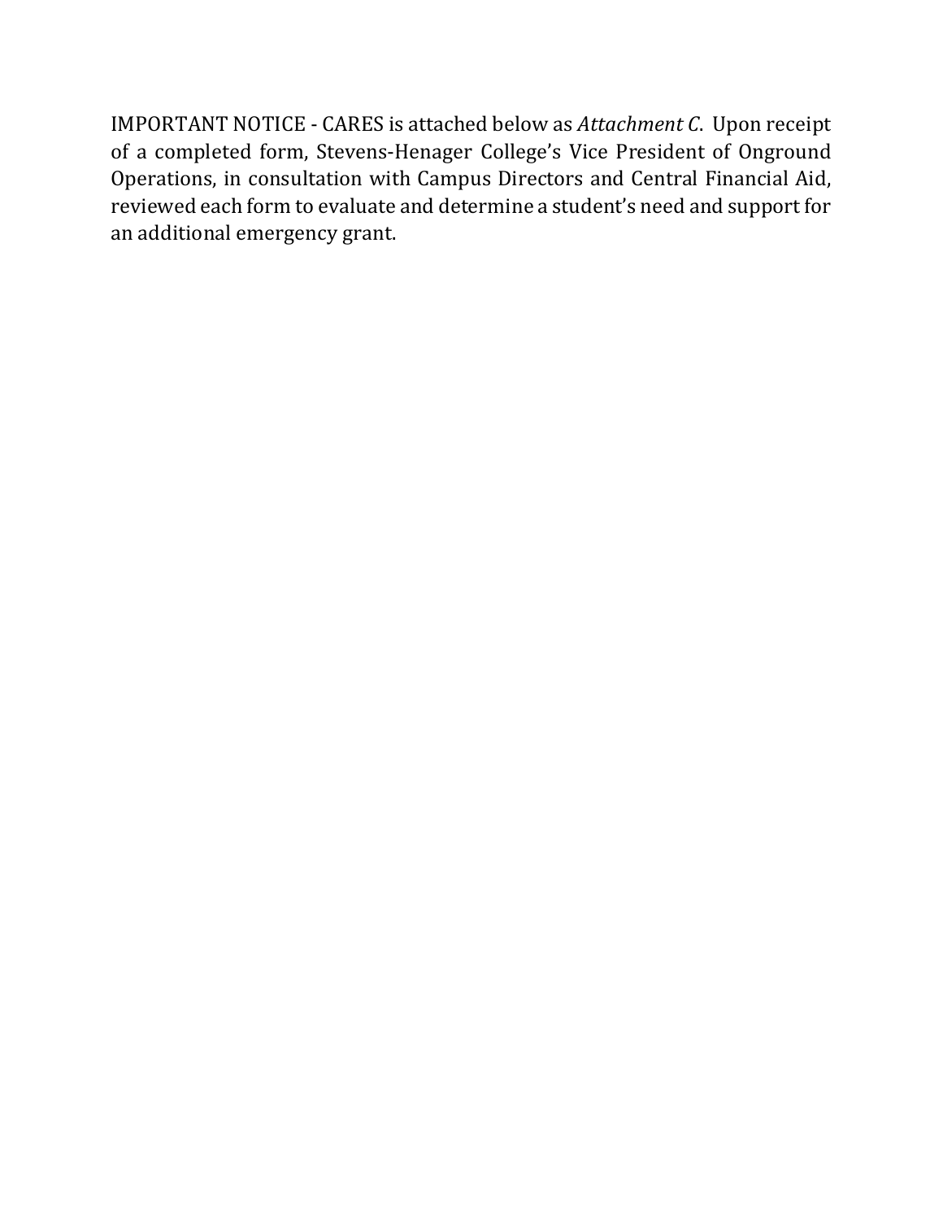IMPORTANT NOTICE - CARES is attached below as *Attachment C*. Upon receipt of a completed form, Stevens-Henager College's Vice President of Onground Operations, in consultation with Campus Directors and Central Financial Aid, reviewed each form to evaluate and determine a student's need and support for an additional emergency grant.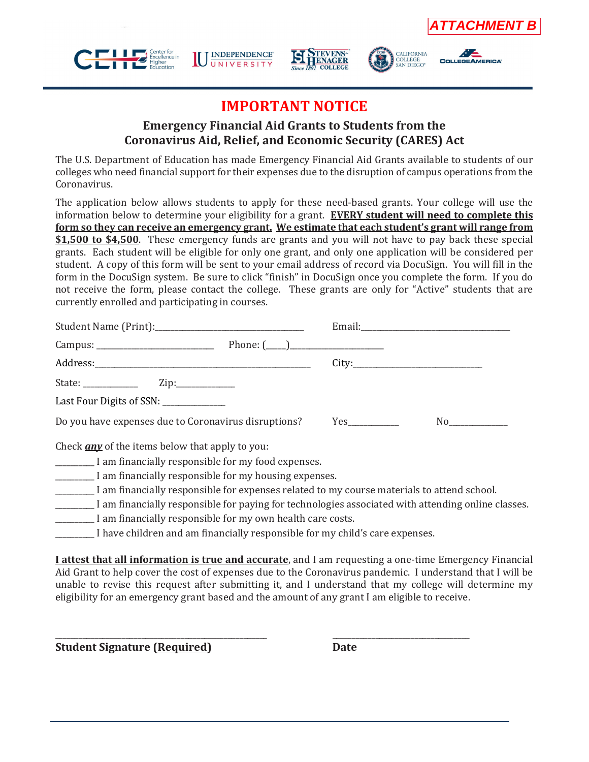**ATTACHMENT B**

CEHE Center for Excellence in Higher Education | INDEPENDENCE UNIVERSITY | STEVENS-HENAGER Since 1891 COLLEGE | CALIFORNIA COLLEGE SAN DIEGO | COLLEGEAMERICA

# IMPORTANT NOTICE

## Emergency Financial Aid Grants to Students from the Coronavirus Aid, Relief, and Economic Security (CARES) Act

The U.S. Department of Education has made Emergency Financial Aid Grants available to students of our colleges who need financial support for their expenses due to the disruption of campus operations from the Coronavirus.

The application below allows students to apply for these need-based grants. Your college will use the information below to determine your eligibility for a grant. **<u>EVERY student will need to complete this form so they can receive an emergency grant.</u>** **<u>We estimate that each student's grant will range from $1,500 to $4,500</u>**. These emergency funds are grants and you will not have to pay back these special grants. Each student will be eligible for only one grant, and only one application will be considered per student. A copy of this form will be sent to your email address of record via DocuSign. You will fill in the form in the DocuSign system. Be sure to click "finish" in DocuSign once you complete the form. If you do not receive the form, please contact the college. These grants are only for "Active" students that are currently enrolled and participating in courses.

Student Name (Print):_________________________________ Email:_________________________________

Campus: ___________________________ Phone: (____)_____________________

Address:__________________________________________________ City:_____________________________

State: ____________ Zip:_____________

Last Four Digits of SSN: ______________

Do you have expenses due to Coronavirus disruptions? Yes___________ No_____________

Check ***<u>any</u>*** of the items below that apply to you:

_________ I am financially responsible for my food expenses.
_________ I am financially responsible for my housing expenses.
_________ I am financially responsible for expenses related to my course materials to attend school.
_________ I am financially responsible for paying for technologies associated with attending online classes.
_________ I am financially responsible for my own health care costs.
_________ I have children and am financially responsible for my child's care expenses.

**<u>I attest that all information is true and accurate</u>**, and I am requesting a one-time Emergency Financial Aid Grant to help cover the cost of expenses due to the Coronavirus pandemic. I understand that I will be unable to revise this request after submitting it, and I understand that my college will determine my eligibility for an emergency grant based and the amount of any grant I am eligible to receive.

_______________________________________________ _______________________________

**Student Signature (<u>Required</u>)** **Date**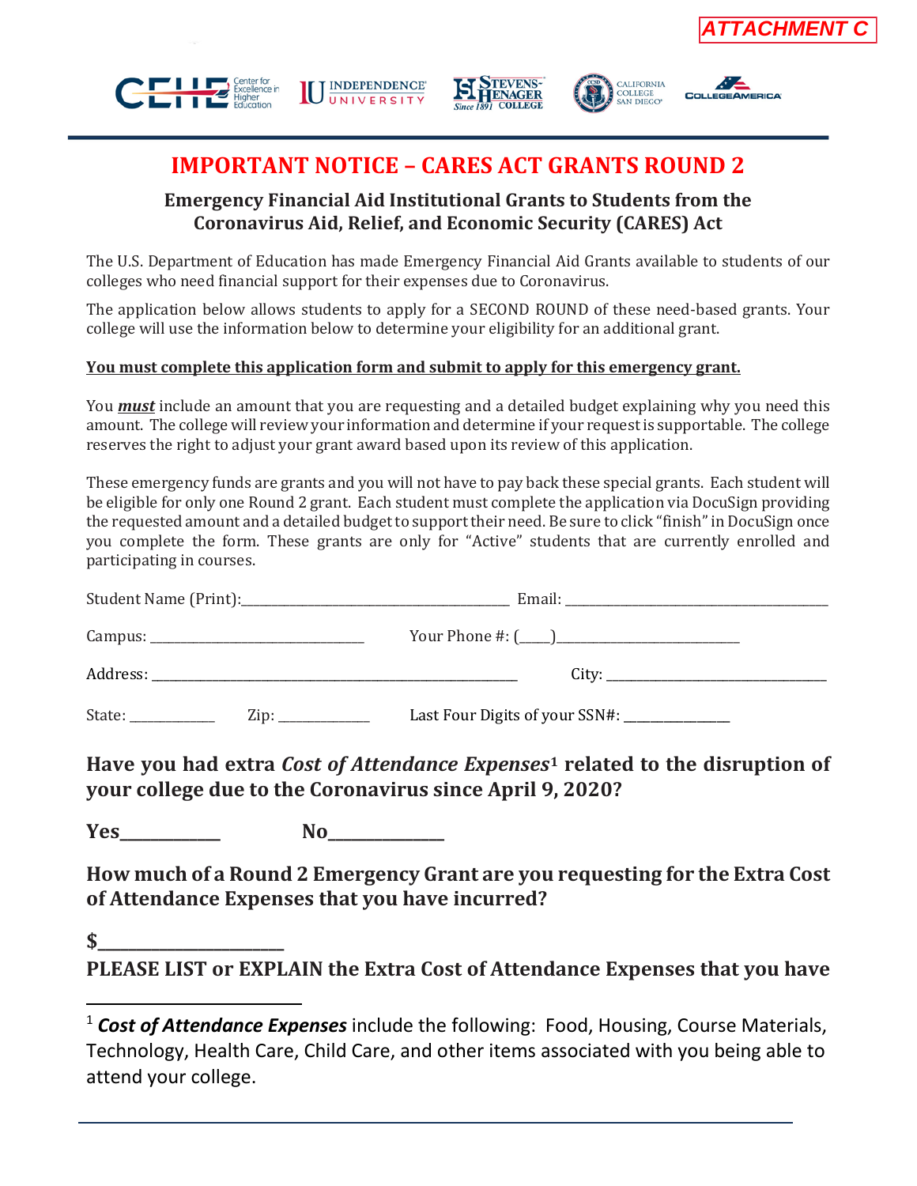ATTACHMENT C

# IMPORTANT NOTICE – CARES ACT GRANTS ROUND 2

## Emergency Financial Aid Institutional Grants to Students from the Coronavirus Aid, Relief, and Economic Security (CARES) Act

The U.S. Department of Education has made Emergency Financial Aid Grants available to students of our colleges who need financial support for their expenses due to Coronavirus.

The application below allows students to apply for a SECOND ROUND of these need-based grants. Your college will use the information below to determine your eligibility for an additional grant.

**You must complete this application form and submit to apply for this emergency grant.**

You ***must*** include an amount that you are requesting and a detailed budget explaining why you need this amount. The college will review your information and determine if your request is supportable. The college reserves the right to adjust your grant award based upon its review of this application.

These emergency funds are grants and you will not have to pay back these special grants. Each student will be eligible for only one Round 2 grant. Each student must complete the application via DocuSign providing the requested amount and a detailed budget to support their need. Be sure to click "finish" in DocuSign once you complete the form. These grants are only for "Active" students that are currently enrolled and participating in courses.

Student Name (Print):_______________________________ Email: _______________________________

Campus: _________________________ Your Phone #: (____)_________________________

Address: _______________________________________________ City: ___________________________

State: __________ Zip: ___________ Last Four Digits of your SSN#: ____________

**Have you had extra *Cost of Attendance Expenses*[1] related to the disruption of your college due to the Coronavirus since April 9, 2020?**

**Yes__________ No___________**

**How much of a Round 2 Emergency Grant are you requesting for the Extra Cost of Attendance Expenses that you have incurred?**

**$_________________**

**PLEASE LIST or EXPLAIN the Extra Cost of Attendance Expenses that you have**

---

[1] ***Cost of Attendance Expenses*** include the following: Food, Housing, Course Materials, Technology, Health Care, Child Care, and other items associated with you being able to attend your college.